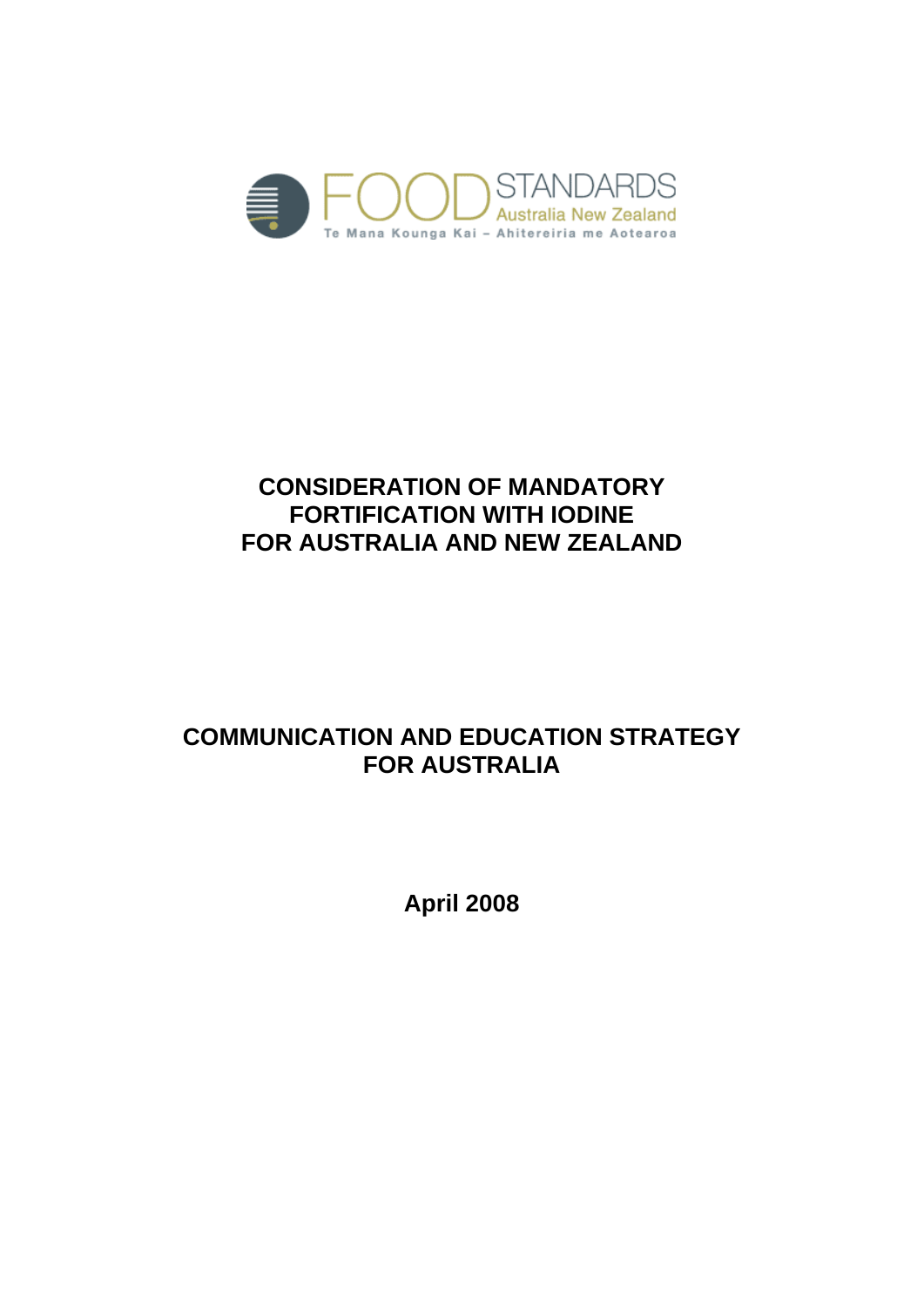FOOD STANDARDS Australia New Zealand

Te Mana Kounga Kai – Ahitereiria me Aotearoa

# CONSIDERATION OF MANDATORY FORTIFICATION WITH IODINE FOR AUSTRALIA AND NEW ZEALAND

# COMMUNICATION AND EDUCATION STRATEGY FOR AUSTRALIA

**April 2008**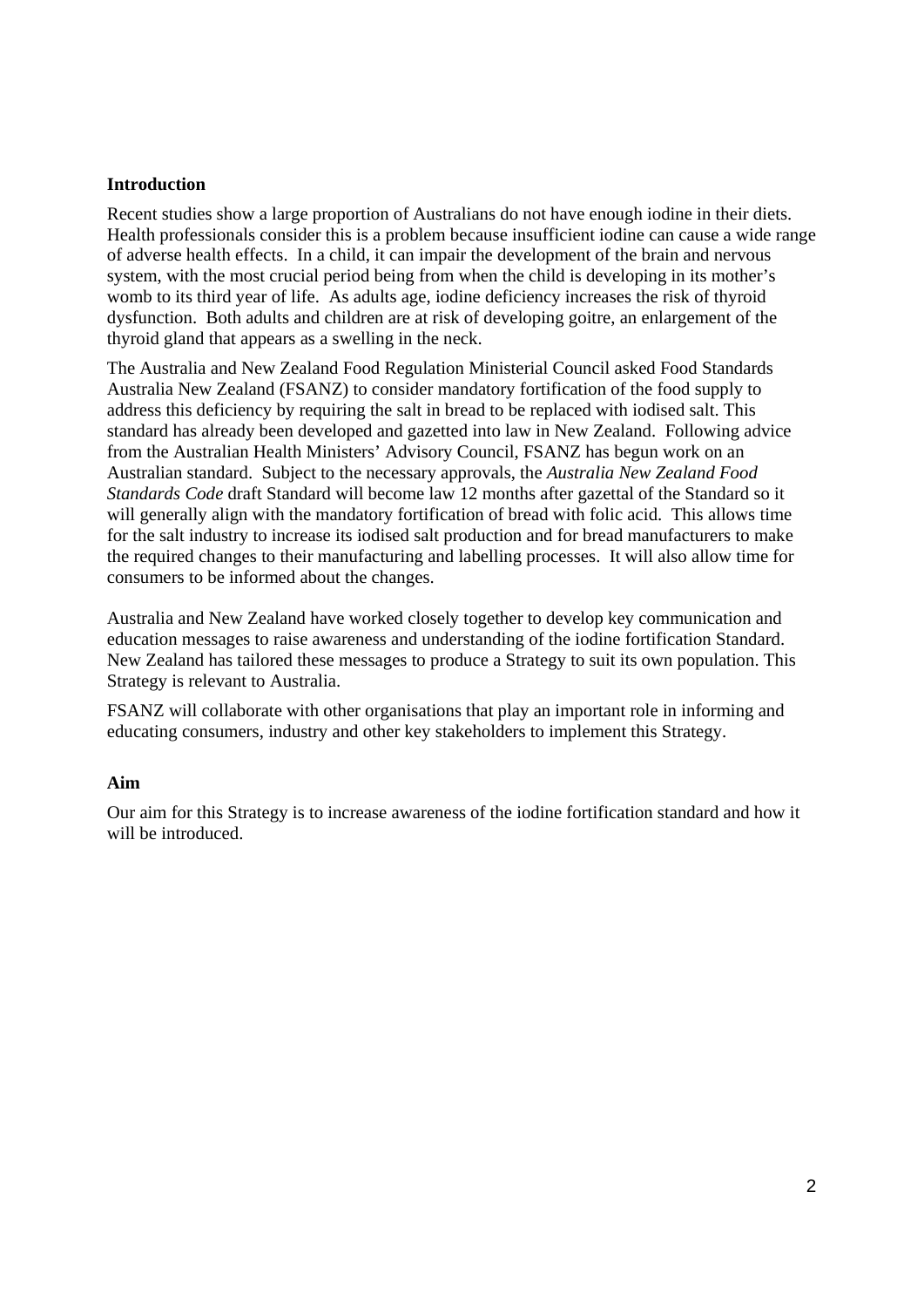**Introduction**

Recent studies show a large proportion of Australians do not have enough iodine in their diets. Health professionals consider this is a problem because insufficient iodine can cause a wide range of adverse health effects. In a child, it can impair the development of the brain and nervous system, with the most crucial period being from when the child is developing in its mother's womb to its third year of life. As adults age, iodine deficiency increases the risk of thyroid dysfunction. Both adults and children are at risk of developing goitre, an enlargement of the thyroid gland that appears as a swelling in the neck.

The Australia and New Zealand Food Regulation Ministerial Council asked Food Standards Australia New Zealand (FSANZ) to consider mandatory fortification of the food supply to address this deficiency by requiring the salt in bread to be replaced with iodised salt. This standard has already been developed and gazetted into law in New Zealand. Following advice from the Australian Health Ministers' Advisory Council, FSANZ has begun work on an Australian standard. Subject to the necessary approvals, the *Australia New Zealand Food Standards Code* draft Standard will become law 12 months after gazettal of the Standard so it will generally align with the mandatory fortification of bread with folic acid. This allows time for the salt industry to increase its iodised salt production and for bread manufacturers to make the required changes to their manufacturing and labelling processes. It will also allow time for consumers to be informed about the changes.

Australia and New Zealand have worked closely together to develop key communication and education messages to raise awareness and understanding of the iodine fortification Standard. New Zealand has tailored these messages to produce a Strategy to suit its own population. This Strategy is relevant to Australia.

FSANZ will collaborate with other organisations that play an important role in informing and educating consumers, industry and other key stakeholders to implement this Strategy.

**Aim**

Our aim for this Strategy is to increase awareness of the iodine fortification standard and how it will be introduced.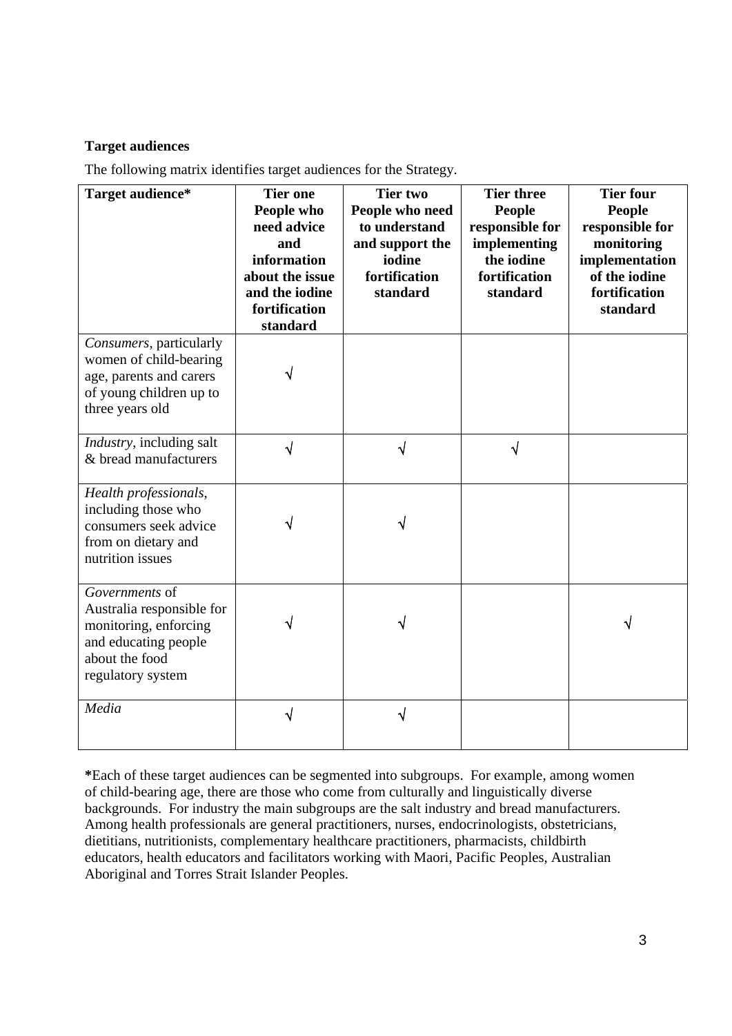**Target audiences**

The following matrix identifies target audiences for the Strategy.

| Target audience* | Tier one People who need advice and information about the issue and the iodine fortification standard | Tier two People who need to understand and support the iodine fortification standard | Tier three People responsible for implementing the iodine fortification standard | Tier four People responsible for monitoring implementation of the iodine fortification standard |
|---|---|---|---|---|
| *Consumers*, particularly women of child-bearing age, parents and carers of young children up to three years old | √ | | | |
| *Industry*, including salt & bread manufacturers | √ | √ | √ | |
| *Health professionals*, including those who consumers seek advice from on dietary and nutrition issues | √ | √ | | |
| *Governments* of Australia responsible for monitoring, enforcing and educating people about the food regulatory system | √ | √ | | √ |
| *Media* | √ | √ | | |

**\***Each of these target audiences can be segmented into subgroups. For example, among women of child-bearing age, there are those who come from culturally and linguistically diverse backgrounds. For industry the main subgroups are the salt industry and bread manufacturers. Among health professionals are general practitioners, nurses, endocrinologists, obstetricians, dietitians, nutritionists, complementary healthcare practitioners, pharmacists, childbirth educators, health educators and facilitators working with Maori, Pacific Peoples, Australian Aboriginal and Torres Strait Islander Peoples.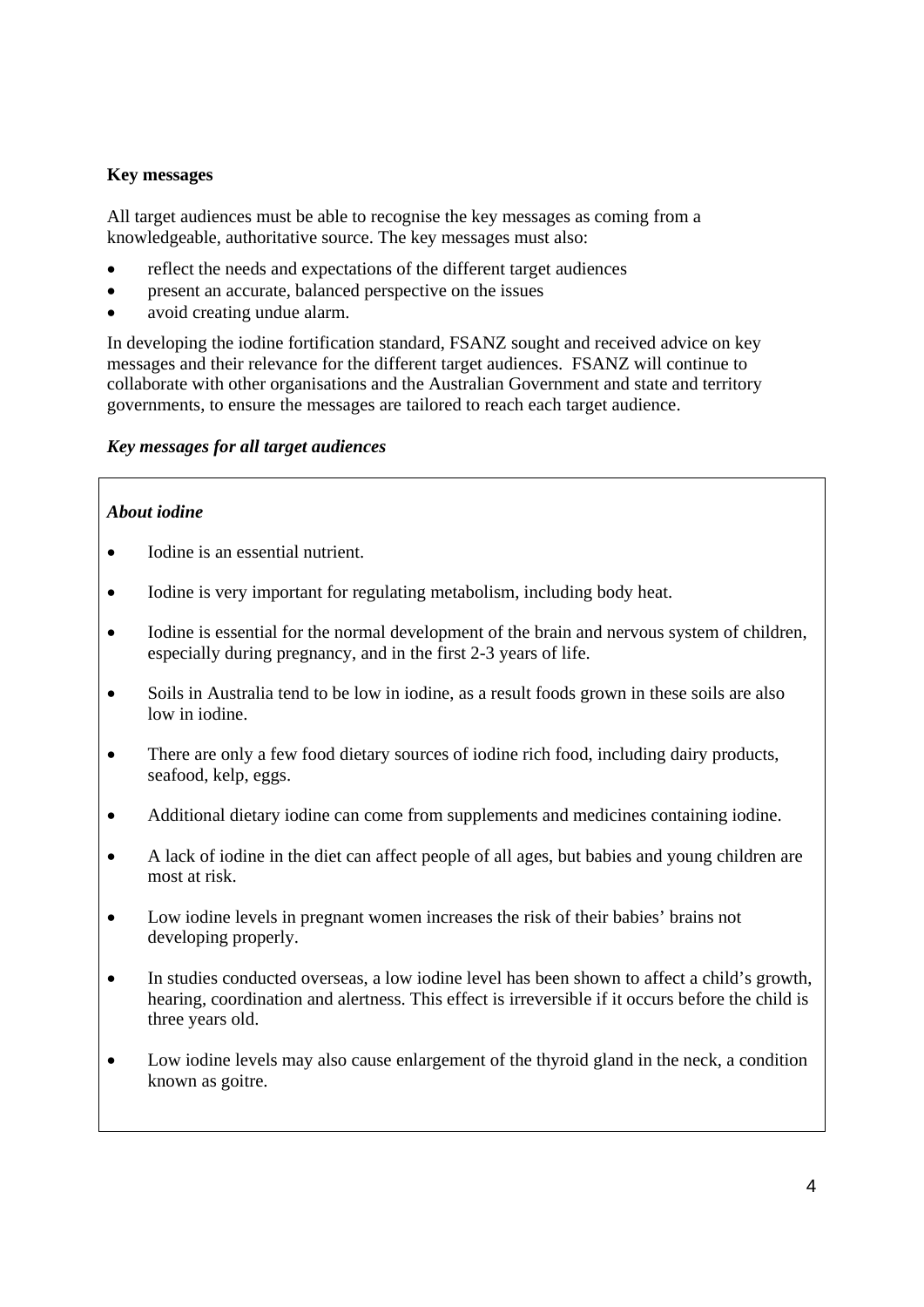**Key messages**

All target audiences must be able to recognise the key messages as coming from a knowledgeable, authoritative source. The key messages must also:

- reflect the needs and expectations of the different target audiences
- present an accurate, balanced perspective on the issues
- avoid creating undue alarm.

In developing the iodine fortification standard, FSANZ sought and received advice on key messages and their relevance for the different target audiences. FSANZ will continue to collaborate with other organisations and the Australian Government and state and territory governments, to ensure the messages are tailored to reach each target audience.

***Key messages for all target audiences***

***About iodine***

- Iodine is an essential nutrient.
- Iodine is very important for regulating metabolism, including body heat.
- Iodine is essential for the normal development of the brain and nervous system of children, especially during pregnancy, and in the first 2-3 years of life.
- Soils in Australia tend to be low in iodine, as a result foods grown in these soils are also low in iodine.
- There are only a few food dietary sources of iodine rich food, including dairy products, seafood, kelp, eggs.
- Additional dietary iodine can come from supplements and medicines containing iodine.
- A lack of iodine in the diet can affect people of all ages, but babies and young children are most at risk.
- Low iodine levels in pregnant women increases the risk of their babies' brains not developing properly.
- In studies conducted overseas, a low iodine level has been shown to affect a child's growth, hearing, coordination and alertness. This effect is irreversible if it occurs before the child is three years old.
- Low iodine levels may also cause enlargement of the thyroid gland in the neck, a condition known as goitre.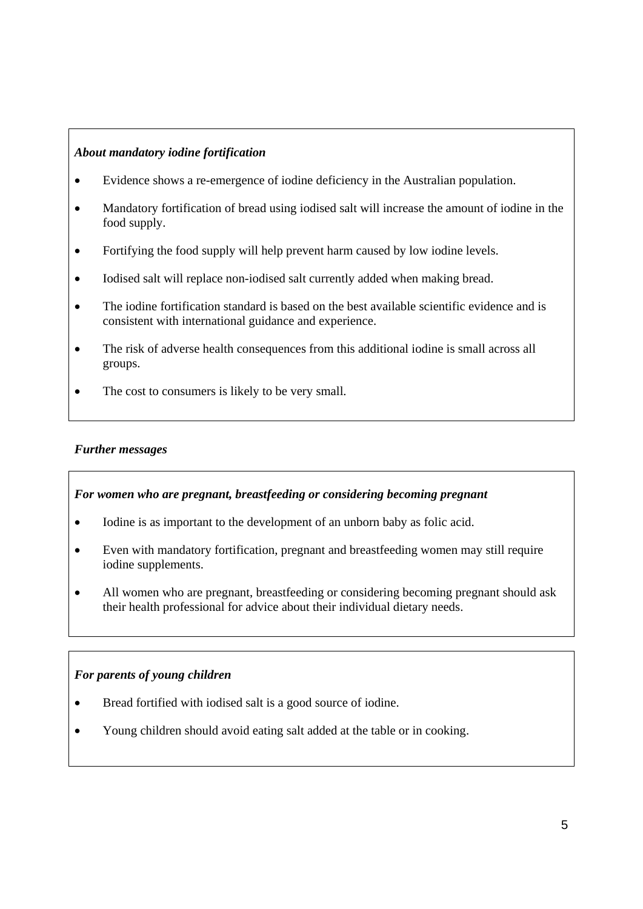***About mandatory iodine fortification***

- Evidence shows a re-emergence of iodine deficiency in the Australian population.
- Mandatory fortification of bread using iodised salt will increase the amount of iodine in the food supply.
- Fortifying the food supply will help prevent harm caused by low iodine levels.
- Iodised salt will replace non-iodised salt currently added when making bread.
- The iodine fortification standard is based on the best available scientific evidence and is consistent with international guidance and experience.
- The risk of adverse health consequences from this additional iodine is small across all groups.
- The cost to consumers is likely to be very small.

***Further messages***

***For women who are pregnant, breastfeeding or considering becoming pregnant***

- Iodine is as important to the development of an unborn baby as folic acid.
- Even with mandatory fortification, pregnant and breastfeeding women may still require iodine supplements.
- All women who are pregnant, breastfeeding or considering becoming pregnant should ask their health professional for advice about their individual dietary needs.

***For parents of young children***

- Bread fortified with iodised salt is a good source of iodine.
- Young children should avoid eating salt added at the table or in cooking.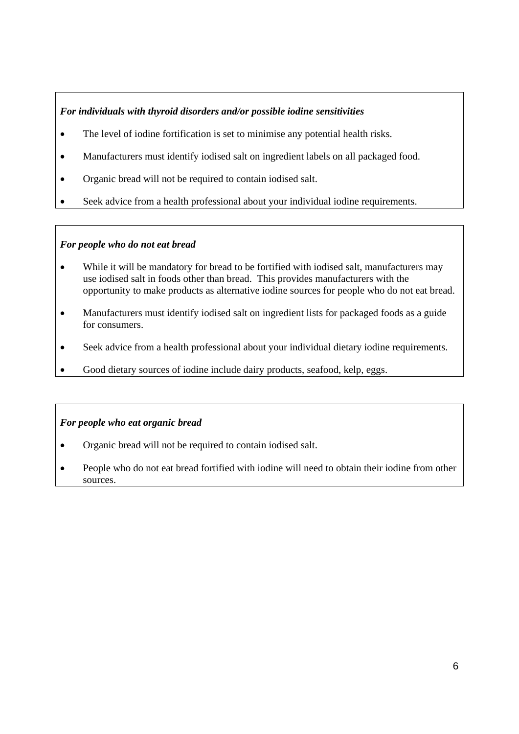***For individuals with thyroid disorders and/or possible iodine sensitivities***

- The level of iodine fortification is set to minimise any potential health risks.
- Manufacturers must identify iodised salt on ingredient labels on all packaged food.
- Organic bread will not be required to contain iodised salt.
- Seek advice from a health professional about your individual iodine requirements.

***For people who do not eat bread***

- While it will be mandatory for bread to be fortified with iodised salt, manufacturers may use iodised salt in foods other than bread. This provides manufacturers with the opportunity to make products as alternative iodine sources for people who do not eat bread.
- Manufacturers must identify iodised salt on ingredient lists for packaged foods as a guide for consumers.
- Seek advice from a health professional about your individual dietary iodine requirements.
- Good dietary sources of iodine include dairy products, seafood, kelp, eggs.

***For people who eat organic bread***

- Organic bread will not be required to contain iodised salt.
- People who do not eat bread fortified with iodine will need to obtain their iodine from other sources.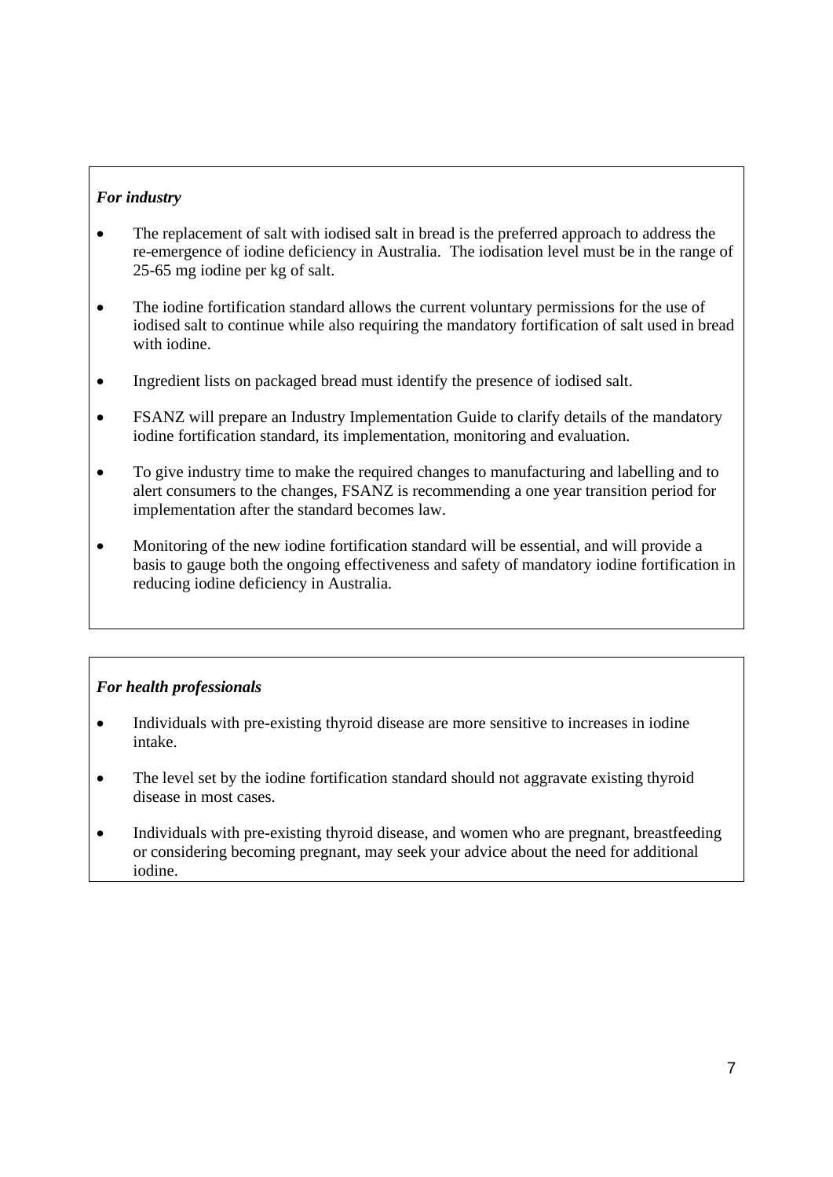***For industry***

- The replacement of salt with iodised salt in bread is the preferred approach to address the re-emergence of iodine deficiency in Australia. The iodisation level must be in the range of 25-65 mg iodine per kg of salt.
- The iodine fortification standard allows the current voluntary permissions for the use of iodised salt to continue while also requiring the mandatory fortification of salt used in bread with iodine.
- Ingredient lists on packaged bread must identify the presence of iodised salt.
- FSANZ will prepare an Industry Implementation Guide to clarify details of the mandatory iodine fortification standard, its implementation, monitoring and evaluation.
- To give industry time to make the required changes to manufacturing and labelling and to alert consumers to the changes, FSANZ is recommending a one year transition period for implementation after the standard becomes law.
- Monitoring of the new iodine fortification standard will be essential, and will provide a basis to gauge both the ongoing effectiveness and safety of mandatory iodine fortification in reducing iodine deficiency in Australia.

***For health professionals***

- Individuals with pre-existing thyroid disease are more sensitive to increases in iodine intake.
- The level set by the iodine fortification standard should not aggravate existing thyroid disease in most cases.
- Individuals with pre-existing thyroid disease, and women who are pregnant, breastfeeding or considering becoming pregnant, may seek your advice about the need for additional iodine.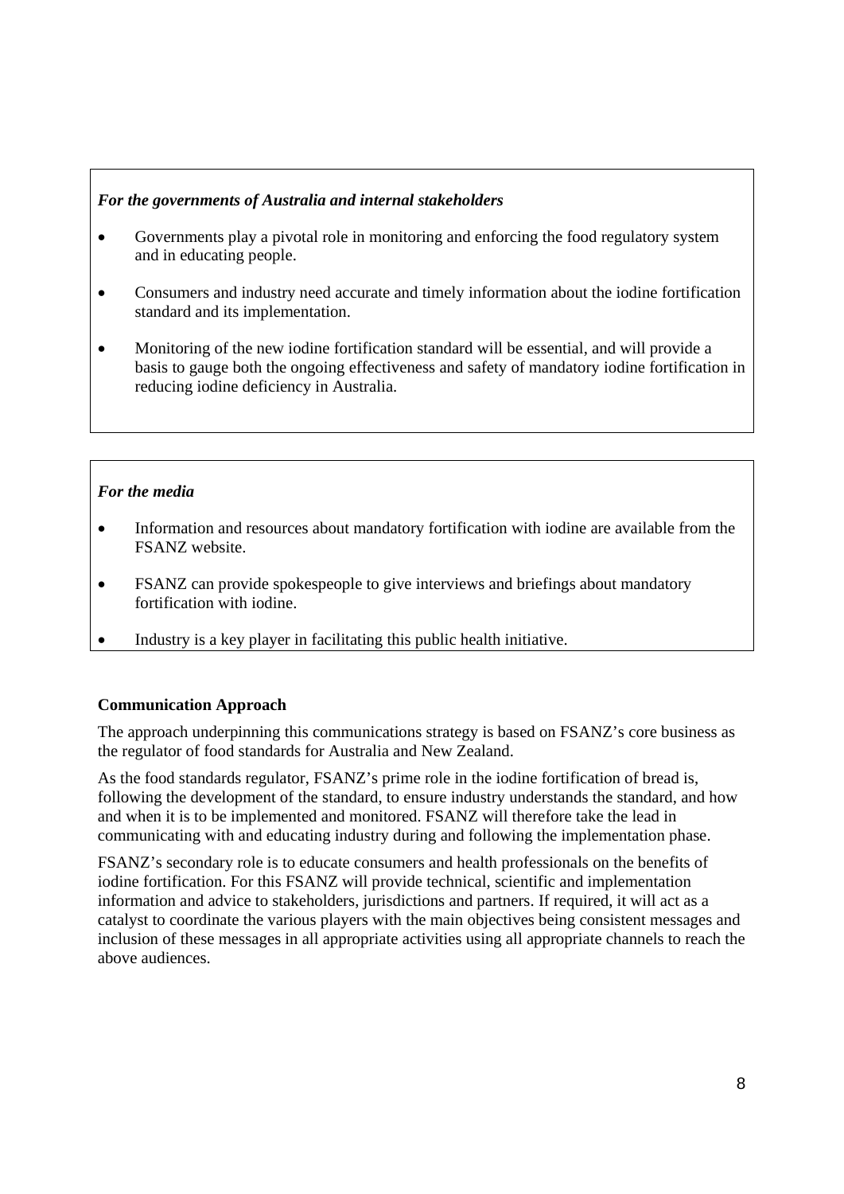*For the governments of Australia and internal stakeholders*

- Governments play a pivotal role in monitoring and enforcing the food regulatory system and in educating people.
- Consumers and industry need accurate and timely information about the iodine fortification standard and its implementation.
- Monitoring of the new iodine fortification standard will be essential, and will provide a basis to gauge both the ongoing effectiveness and safety of mandatory iodine fortification in reducing iodine deficiency in Australia.

*For the media*

- Information and resources about mandatory fortification with iodine are available from the FSANZ website.
- FSANZ can provide spokespeople to give interviews and briefings about mandatory fortification with iodine.
- Industry is a key player in facilitating this public health initiative.

**Communication Approach**

The approach underpinning this communications strategy is based on FSANZ's core business as the regulator of food standards for Australia and New Zealand.

As the food standards regulator, FSANZ's prime role in the iodine fortification of bread is, following the development of the standard, to ensure industry understands the standard, and how and when it is to be implemented and monitored. FSANZ will therefore take the lead in communicating with and educating industry during and following the implementation phase.

FSANZ's secondary role is to educate consumers and health professionals on the benefits of iodine fortification. For this FSANZ will provide technical, scientific and implementation information and advice to stakeholders, jurisdictions and partners. If required, it will act as a catalyst to coordinate the various players with the main objectives being consistent messages and inclusion of these messages in all appropriate activities using all appropriate channels to reach the above audiences.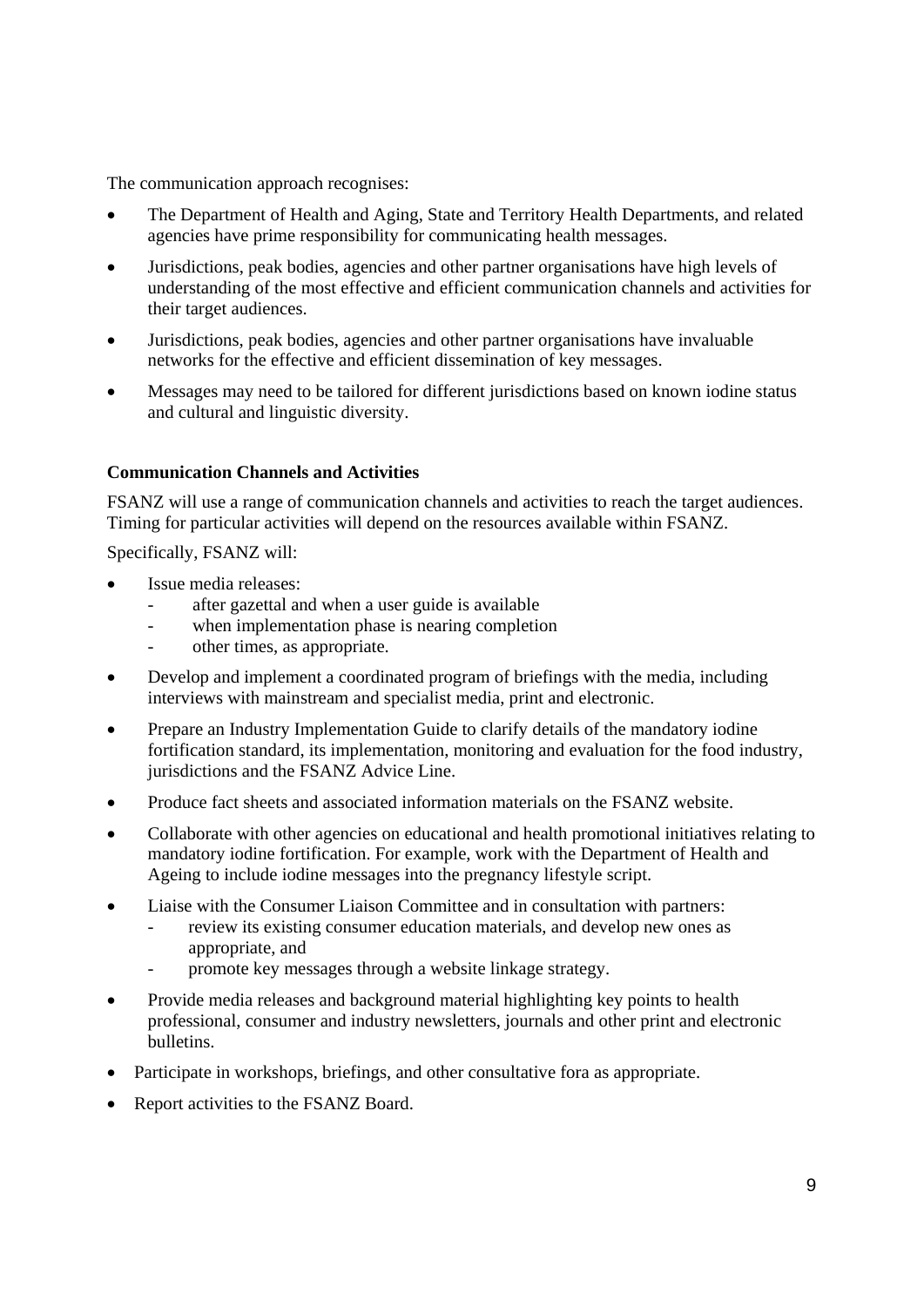The communication approach recognises:

- The Department of Health and Aging, State and Territory Health Departments, and related agencies have prime responsibility for communicating health messages.
- Jurisdictions, peak bodies, agencies and other partner organisations have high levels of understanding of the most effective and efficient communication channels and activities for their target audiences.
- Jurisdictions, peak bodies, agencies and other partner organisations have invaluable networks for the effective and efficient dissemination of key messages.
- Messages may need to be tailored for different jurisdictions based on known iodine status and cultural and linguistic diversity.

**Communication Channels and Activities**

FSANZ will use a range of communication channels and activities to reach the target audiences. Timing for particular activities will depend on the resources available within FSANZ.

Specifically, FSANZ will:

- Issue media releases:
  - after gazettal and when a user guide is available
  - when implementation phase is nearing completion
  - other times, as appropriate.
- Develop and implement a coordinated program of briefings with the media, including interviews with mainstream and specialist media, print and electronic.
- Prepare an Industry Implementation Guide to clarify details of the mandatory iodine fortification standard, its implementation, monitoring and evaluation for the food industry, jurisdictions and the FSANZ Advice Line.
- Produce fact sheets and associated information materials on the FSANZ website.
- Collaborate with other agencies on educational and health promotional initiatives relating to mandatory iodine fortification. For example, work with the Department of Health and Ageing to include iodine messages into the pregnancy lifestyle script.
- Liaise with the Consumer Liaison Committee and in consultation with partners:
  - review its existing consumer education materials, and develop new ones as appropriate, and
  - promote key messages through a website linkage strategy.
- Provide media releases and background material highlighting key points to health professional, consumer and industry newsletters, journals and other print and electronic bulletins.
- Participate in workshops, briefings, and other consultative fora as appropriate.
- Report activities to the FSANZ Board.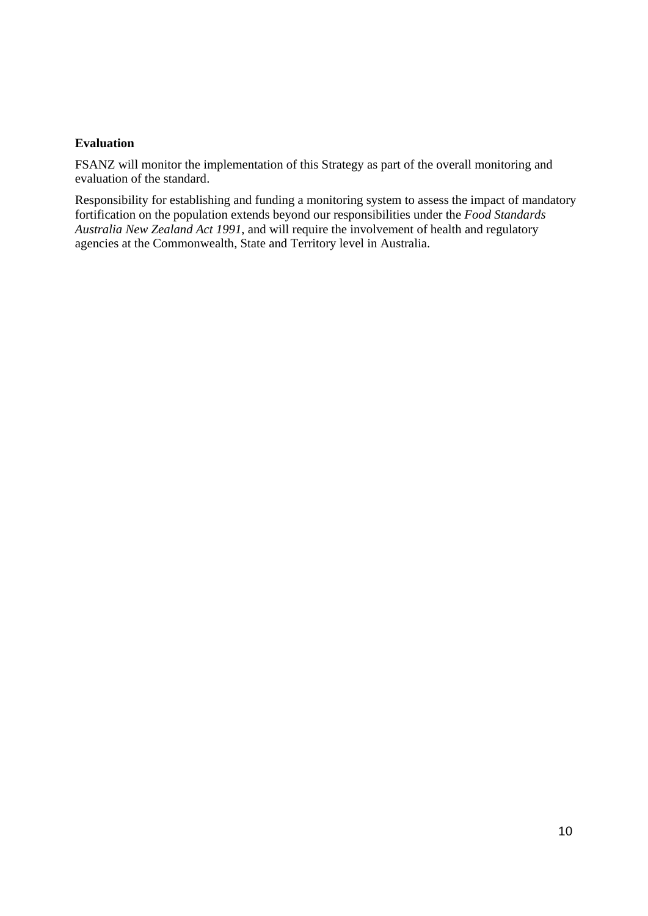**Evaluation**

FSANZ will monitor the implementation of this Strategy as part of the overall monitoring and evaluation of the standard.

Responsibility for establishing and funding a monitoring system to assess the impact of mandatory fortification on the population extends beyond our responsibilities under the *Food Standards Australia New Zealand Act 1991*, and will require the involvement of health and regulatory agencies at the Commonwealth, State and Territory level in Australia.